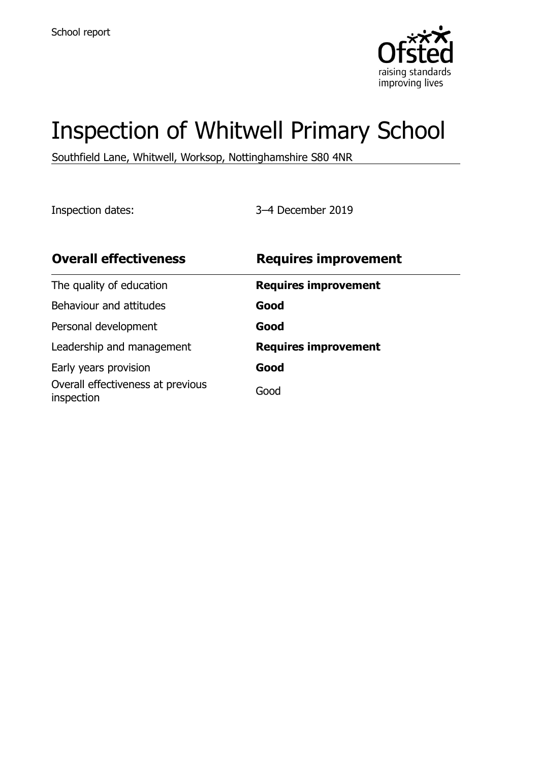School report

# Inspection of Whitwell Primary School

Southfield Lane, Whitwell, Worksop, Nottinghamshire S80 4NR

Inspection dates: 3–4 December 2019

| **Overall effectiveness** | **Requires improvement** |
|---|---|
| The quality of education | **Requires improvement** |
| Behaviour and attitudes | **Good** |
| Personal development | **Good** |
| Leadership and management | **Requires improvement** |
| Early years provision | **Good** |
| Overall effectiveness at previous inspection | Good |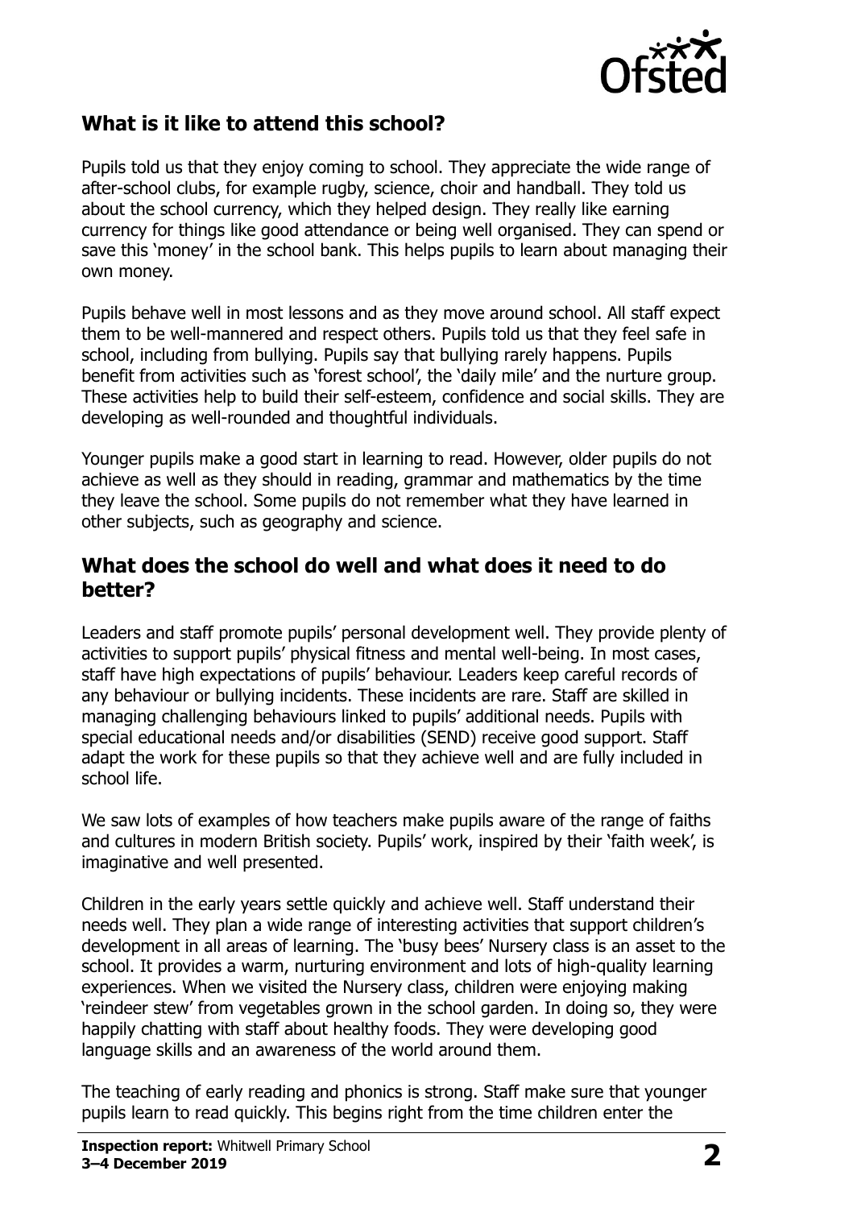## What is it like to attend this school?

Pupils told us that they enjoy coming to school. They appreciate the wide range of after-school clubs, for example rugby, science, choir and handball. They told us about the school currency, which they helped design. They really like earning currency for things like good attendance or being well organised. They can spend or save this 'money' in the school bank. This helps pupils to learn about managing their own money.

Pupils behave well in most lessons and as they move around school. All staff expect them to be well-mannered and respect others. Pupils told us that they feel safe in school, including from bullying. Pupils say that bullying rarely happens. Pupils benefit from activities such as 'forest school', the 'daily mile' and the nurture group. These activities help to build their self-esteem, confidence and social skills. They are developing as well-rounded and thoughtful individuals.

Younger pupils make a good start in learning to read. However, older pupils do not achieve as well as they should in reading, grammar and mathematics by the time they leave the school. Some pupils do not remember what they have learned in other subjects, such as geography and science.

## What does the school do well and what does it need to do better?

Leaders and staff promote pupils' personal development well. They provide plenty of activities to support pupils' physical fitness and mental well-being. In most cases, staff have high expectations of pupils' behaviour. Leaders keep careful records of any behaviour or bullying incidents. These incidents are rare. Staff are skilled in managing challenging behaviours linked to pupils' additional needs. Pupils with special educational needs and/or disabilities (SEND) receive good support. Staff adapt the work for these pupils so that they achieve well and are fully included in school life.

We saw lots of examples of how teachers make pupils aware of the range of faiths and cultures in modern British society. Pupils' work, inspired by their 'faith week', is imaginative and well presented.

Children in the early years settle quickly and achieve well. Staff understand their needs well. They plan a wide range of interesting activities that support children's development in all areas of learning. The 'busy bees' Nursery class is an asset to the school. It provides a warm, nurturing environment and lots of high-quality learning experiences. When we visited the Nursery class, children were enjoying making 'reindeer stew' from vegetables grown in the school garden. In doing so, they were happily chatting with staff about healthy foods. They were developing good language skills and an awareness of the world around them.

The teaching of early reading and phonics is strong. Staff make sure that younger pupils learn to read quickly. This begins right from the time children enter the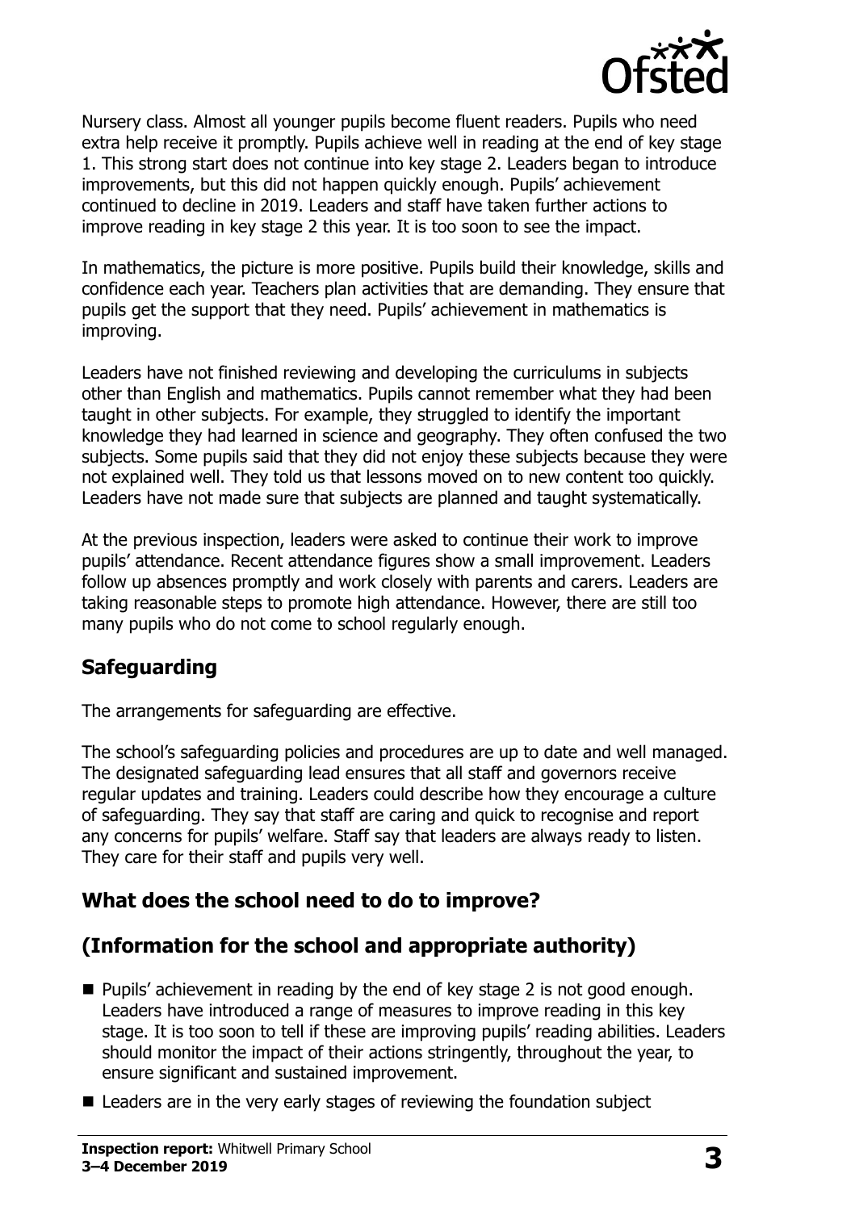Nursery class. Almost all younger pupils become fluent readers. Pupils who need extra help receive it promptly. Pupils achieve well in reading at the end of key stage 1. This strong start does not continue into key stage 2. Leaders began to introduce improvements, but this did not happen quickly enough. Pupils' achievement continued to decline in 2019. Leaders and staff have taken further actions to improve reading in key stage 2 this year. It is too soon to see the impact.

In mathematics, the picture is more positive. Pupils build their knowledge, skills and confidence each year. Teachers plan activities that are demanding. They ensure that pupils get the support that they need. Pupils' achievement in mathematics is improving.

Leaders have not finished reviewing and developing the curriculums in subjects other than English and mathematics. Pupils cannot remember what they had been taught in other subjects. For example, they struggled to identify the important knowledge they had learned in science and geography. They often confused the two subjects. Some pupils said that they did not enjoy these subjects because they were not explained well. They told us that lessons moved on to new content too quickly. Leaders have not made sure that subjects are planned and taught systematically.

At the previous inspection, leaders were asked to continue their work to improve pupils' attendance. Recent attendance figures show a small improvement. Leaders follow up absences promptly and work closely with parents and carers. Leaders are taking reasonable steps to promote high attendance. However, there are still too many pupils who do not come to school regularly enough.

## Safeguarding

The arrangements for safeguarding are effective.

The school's safeguarding policies and procedures are up to date and well managed. The designated safeguarding lead ensures that all staff and governors receive regular updates and training. Leaders could describe how they encourage a culture of safeguarding. They say that staff are caring and quick to recognise and report any concerns for pupils' welfare. Staff say that leaders are always ready to listen. They care for their staff and pupils very well.

## What does the school need to do to improve?

## (Information for the school and appropriate authority)

- Pupils' achievement in reading by the end of key stage 2 is not good enough. Leaders have introduced a range of measures to improve reading in this key stage. It is too soon to tell if these are improving pupils' reading abilities. Leaders should monitor the impact of their actions stringently, throughout the year, to ensure significant and sustained improvement.
- Leaders are in the very early stages of reviewing the foundation subject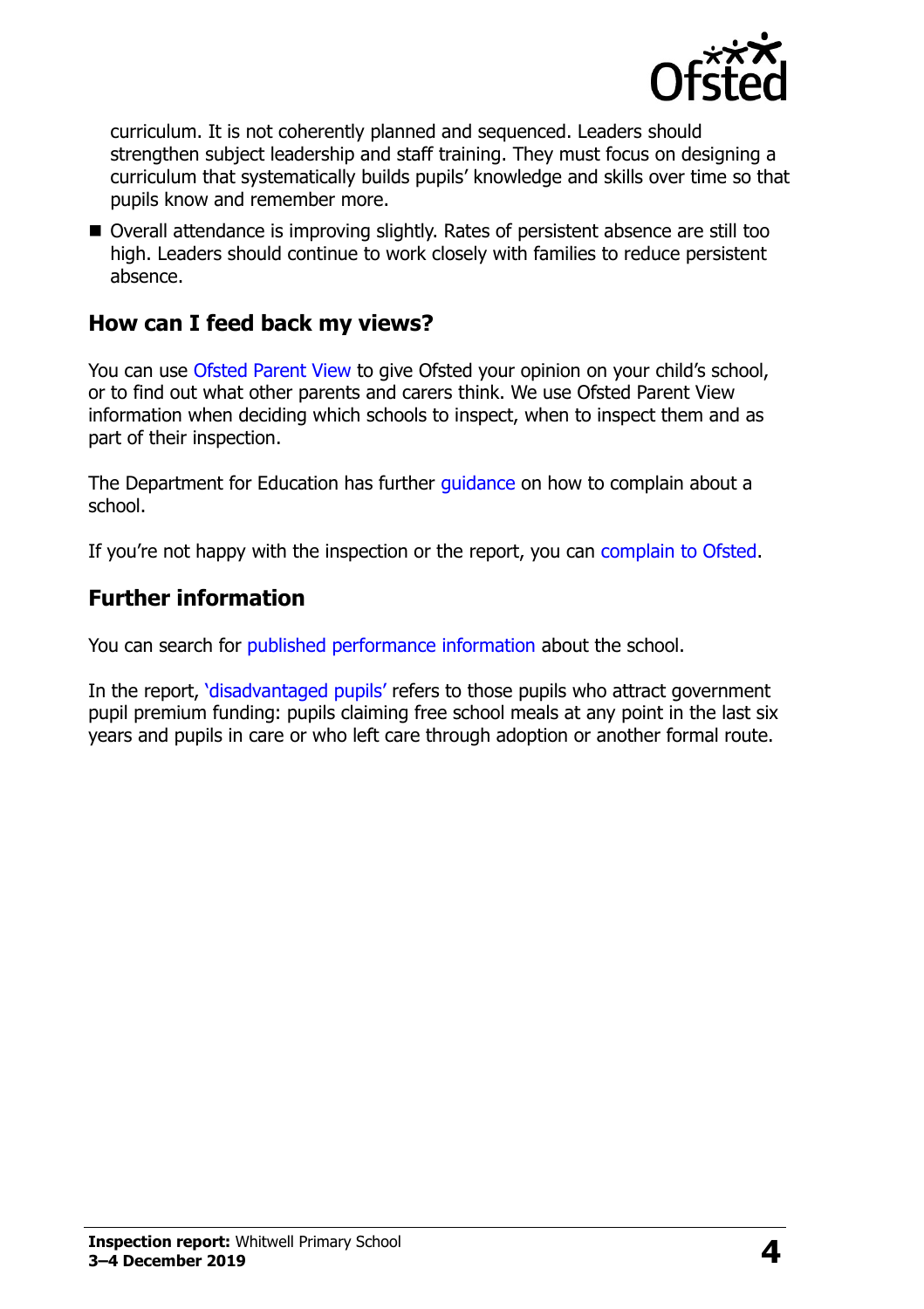curriculum. It is not coherently planned and sequenced. Leaders should strengthen subject leadership and staff training. They must focus on designing a curriculum that systematically builds pupils' knowledge and skills over time so that pupils know and remember more.

- Overall attendance is improving slightly. Rates of persistent absence are still too high. Leaders should continue to work closely with families to reduce persistent absence.

## How can I feed back my views?

You can use Ofsted Parent View to give Ofsted your opinion on your child's school, or to find out what other parents and carers think. We use Ofsted Parent View information when deciding which schools to inspect, when to inspect them and as part of their inspection.

The Department for Education has further guidance on how to complain about a school.

If you're not happy with the inspection or the report, you can complain to Ofsted.

## Further information

You can search for published performance information about the school.

In the report, 'disadvantaged pupils' refers to those pupils who attract government pupil premium funding: pupils claiming free school meals at any point in the last six years and pupils in care or who left care through adoption or another formal route.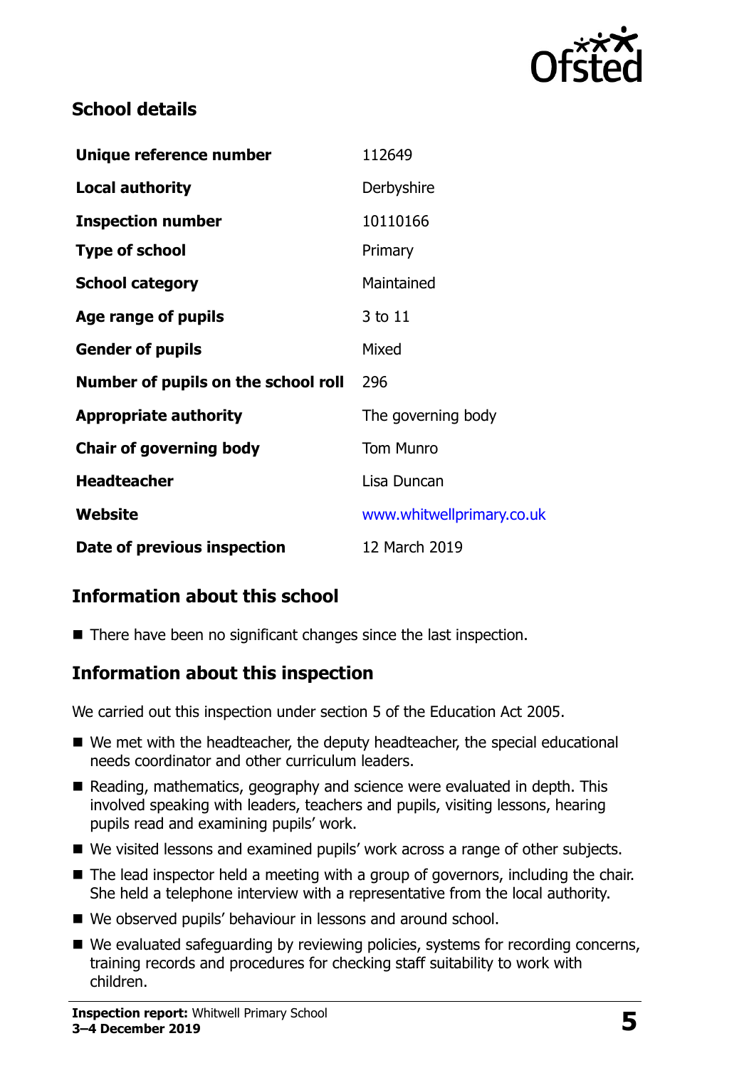## School details

| | |
|---|---|
| **Unique reference number** | 112649 |
| **Local authority** | Derbyshire |
| **Inspection number** | 10110166 |
| **Type of school** | Primary |
| **School category** | Maintained |
| **Age range of pupils** | 3 to 11 |
| **Gender of pupils** | Mixed |
| **Number of pupils on the school roll** | 296 |
| **Appropriate authority** | The governing body |
| **Chair of governing body** | Tom Munro |
| **Headteacher** | Lisa Duncan |
| **Website** | www.whitwellprimary.co.uk |
| **Date of previous inspection** | 12 March 2019 |

## Information about this school

- There have been no significant changes since the last inspection.

## Information about this inspection

We carried out this inspection under section 5 of the Education Act 2005.

- We met with the headteacher, the deputy headteacher, the special educational needs coordinator and other curriculum leaders.
- Reading, mathematics, geography and science were evaluated in depth. This involved speaking with leaders, teachers and pupils, visiting lessons, hearing pupils read and examining pupils' work.
- We visited lessons and examined pupils' work across a range of other subjects.
- The lead inspector held a meeting with a group of governors, including the chair. She held a telephone interview with a representative from the local authority.
- We observed pupils' behaviour in lessons and around school.
- We evaluated safeguarding by reviewing policies, systems for recording concerns, training records and procedures for checking staff suitability to work with children.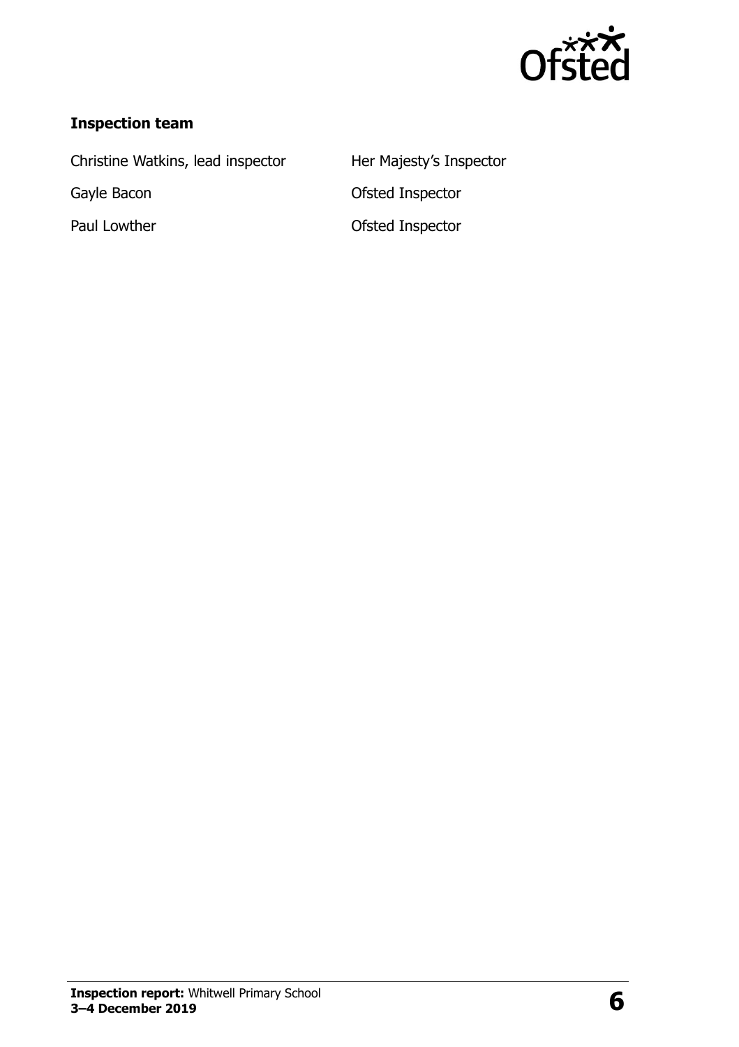### Inspection team

| | |
| --- | --- |
| Christine Watkins, lead inspector | Her Majesty's Inspector |
| Gayle Bacon | Ofsted Inspector |
| Paul Lowther | Ofsted Inspector |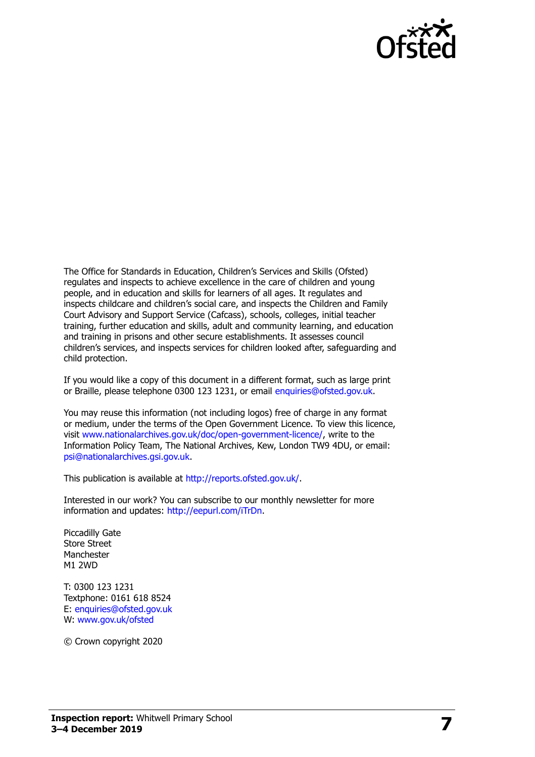The Office for Standards in Education, Children's Services and Skills (Ofsted) regulates and inspects to achieve excellence in the care of children and young people, and in education and skills for learners of all ages. It regulates and inspects childcare and children's social care, and inspects the Children and Family Court Advisory and Support Service (Cafcass), schools, colleges, initial teacher training, further education and skills, adult and community learning, and education and training in prisons and other secure establishments. It assesses council children's services, and inspects services for children looked after, safeguarding and child protection.

If you would like a copy of this document in a different format, such as large print or Braille, please telephone 0300 123 1231, or email enquiries@ofsted.gov.uk.

You may reuse this information (not including logos) free of charge in any format or medium, under the terms of the Open Government Licence. To view this licence, visit www.nationalarchives.gov.uk/doc/open-government-licence/, write to the Information Policy Team, The National Archives, Kew, London TW9 4DU, or email: psi@nationalarchives.gsi.gov.uk.

This publication is available at http://reports.ofsted.gov.uk/.

Interested in our work? You can subscribe to our monthly newsletter for more information and updates: http://eepurl.com/iTrDn.

Piccadilly Gate  
Store Street  
Manchester  
M1 2WD

T: 0300 123 1231  
Textphone: 0161 618 8524  
E: enquiries@ofsted.gov.uk  
W: www.gov.uk/ofsted

© Crown copyright 2020